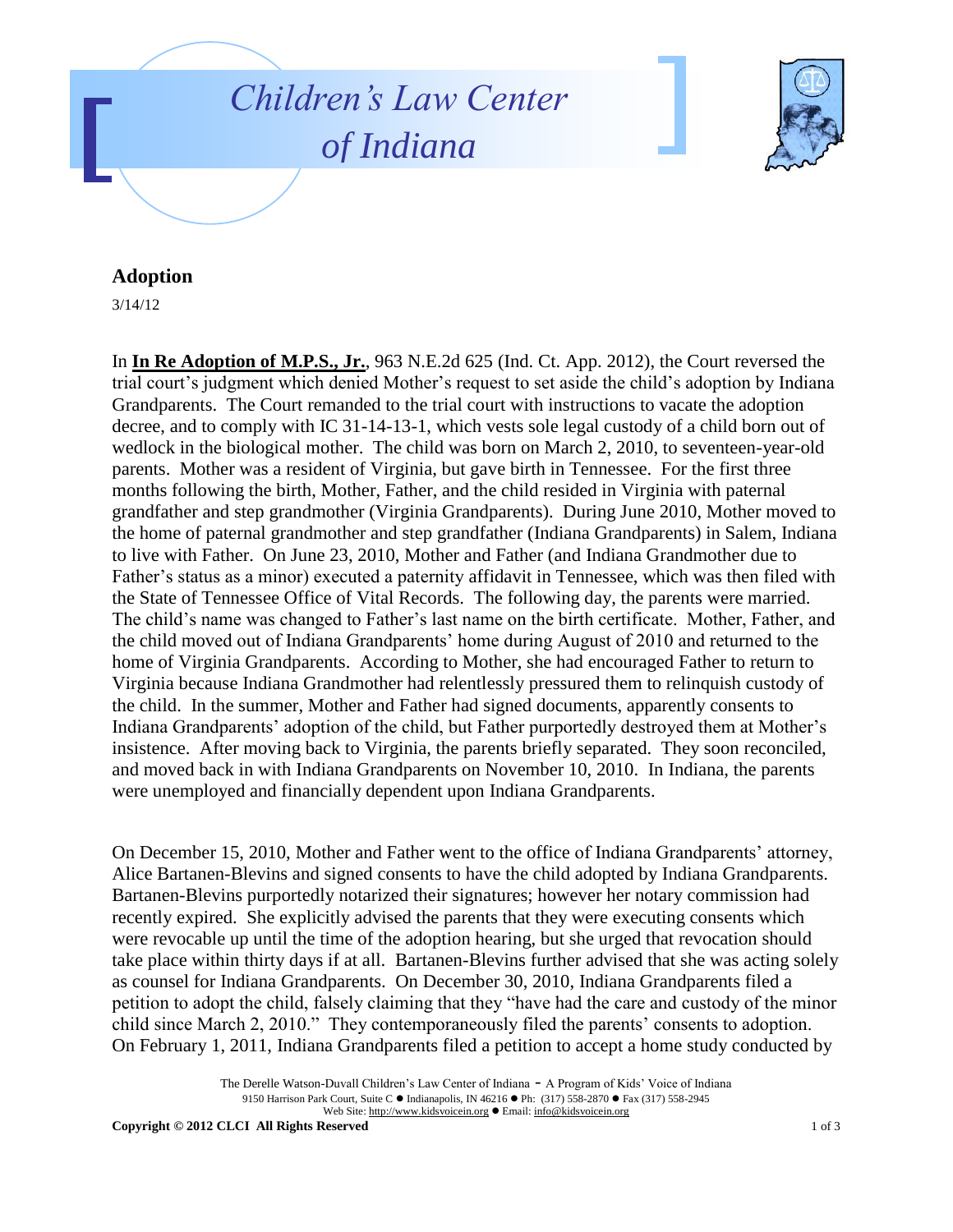# Children's Law Center of Indiana

## Adoption

3/14/12

In **In Re Adoption of M.P.S., Jr.**, 963 N.E.2d 625 (Ind. Ct. App. 2012), the Court reversed the trial court's judgment which denied Mother's request to set aside the child's adoption by Indiana Grandparents. The Court remanded to the trial court with instructions to vacate the adoption decree, and to comply with IC 31-14-13-1, which vests sole legal custody of a child born out of wedlock in the biological mother. The child was born on March 2, 2010, to seventeen-year-old parents. Mother was a resident of Virginia, but gave birth in Tennessee. For the first three months following the birth, Mother, Father, and the child resided in Virginia with paternal grandfather and step grandmother (Virginia Grandparents). During June 2010, Mother moved to the home of paternal grandmother and step grandfather (Indiana Grandparents) in Salem, Indiana to live with Father. On June 23, 2010, Mother and Father (and Indiana Grandmother due to Father's status as a minor) executed a paternity affidavit in Tennessee, which was then filed with the State of Tennessee Office of Vital Records. The following day, the parents were married. The child's name was changed to Father's last name on the birth certificate. Mother, Father, and the child moved out of Indiana Grandparents' home during August of 2010 and returned to the home of Virginia Grandparents. According to Mother, she had encouraged Father to return to Virginia because Indiana Grandmother had relentlessly pressured them to relinquish custody of the child. In the summer, Mother and Father had signed documents, apparently consents to Indiana Grandparents' adoption of the child, but Father purportedly destroyed them at Mother's insistence. After moving back to Virginia, the parents briefly separated. They soon reconciled, and moved back in with Indiana Grandparents on November 10, 2010. In Indiana, the parents were unemployed and financially dependent upon Indiana Grandparents.

On December 15, 2010, Mother and Father went to the office of Indiana Grandparents' attorney, Alice Bartanen-Blevins and signed consents to have the child adopted by Indiana Grandparents. Bartanen-Blevins purportedly notarized their signatures; however her notary commission had recently expired. She explicitly advised the parents that they were executing consents which were revocable up until the time of the adoption hearing, but she urged that revocation should take place within thirty days if at all. Bartanen-Blevins further advised that she was acting solely as counsel for Indiana Grandparents. On December 30, 2010, Indiana Grandparents filed a petition to adopt the child, falsely claiming that they "have had the care and custody of the minor child since March 2, 2010." They contemporaneously filed the parents' consents to adoption. On February 1, 2011, Indiana Grandparents filed a petition to accept a home study conducted by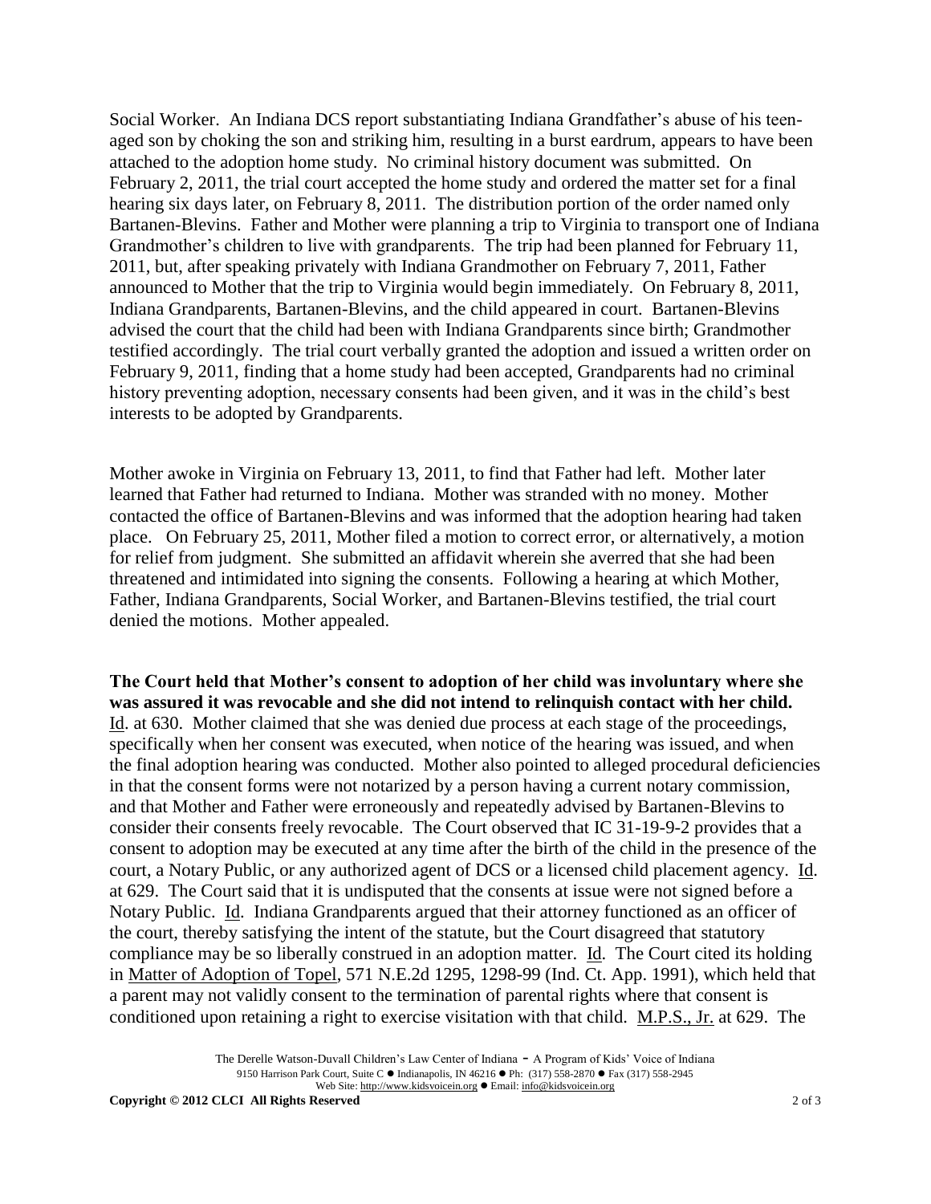Social Worker. An Indiana DCS report substantiating Indiana Grandfather's abuse of his teen-aged son by choking the son and striking him, resulting in a burst eardrum, appears to have been attached to the adoption home study. No criminal history document was submitted. On February 2, 2011, the trial court accepted the home study and ordered the matter set for a final hearing six days later, on February 8, 2011. The distribution portion of the order named only Bartanen-Blevins. Father and Mother were planning a trip to Virginia to transport one of Indiana Grandmother's children to live with grandparents. The trip had been planned for February 11, 2011, but, after speaking privately with Indiana Grandmother on February 7, 2011, Father announced to Mother that the trip to Virginia would begin immediately. On February 8, 2011, Indiana Grandparents, Bartanen-Blevins, and the child appeared in court. Bartanen-Blevins advised the court that the child had been with Indiana Grandparents since birth; Grandmother testified accordingly. The trial court verbally granted the adoption and issued a written order on February 9, 2011, finding that a home study had been accepted, Grandparents had no criminal history preventing adoption, necessary consents had been given, and it was in the child's best interests to be adopted by Grandparents.

Mother awoke in Virginia on February 13, 2011, to find that Father had left. Mother later learned that Father had returned to Indiana. Mother was stranded with no money. Mother contacted the office of Bartanen-Blevins and was informed that the adoption hearing had taken place. On February 25, 2011, Mother filed a motion to correct error, or alternatively, a motion for relief from judgment. She submitted an affidavit wherein she averred that she had been threatened and intimidated into signing the consents. Following a hearing at which Mother, Father, Indiana Grandparents, Social Worker, and Bartanen-Blevins testified, the trial court denied the motions. Mother appealed.

**The Court held that Mother's consent to adoption of her child was involuntary where she was assured it was revocable and she did not intend to relinquish contact with her child.** Id. at 630. Mother claimed that she was denied due process at each stage of the proceedings, specifically when her consent was executed, when notice of the hearing was issued, and when the final adoption hearing was conducted. Mother also pointed to alleged procedural deficiencies in that the consent forms were not notarized by a person having a current notary commission, and that Mother and Father were erroneously and repeatedly advised by Bartanen-Blevins to consider their consents freely revocable. The Court observed that IC 31-19-9-2 provides that a consent to adoption may be executed at any time after the birth of the child in the presence of the court, a Notary Public, or any authorized agent of DCS or a licensed child placement agency. Id. at 629. The Court said that it is undisputed that the consents at issue were not signed before a Notary Public. Id. Indiana Grandparents argued that their attorney functioned as an officer of the court, thereby satisfying the intent of the statute, but the Court disagreed that statutory compliance may be so liberally construed in an adoption matter. Id. The Court cited its holding in Matter of Adoption of Topel, 571 N.E.2d 1295, 1298-99 (Ind. Ct. App. 1991), which held that a parent may not validly consent to the termination of parental rights where that consent is conditioned upon retaining a right to exercise visitation with that child. M.P.S., Jr. at 629. The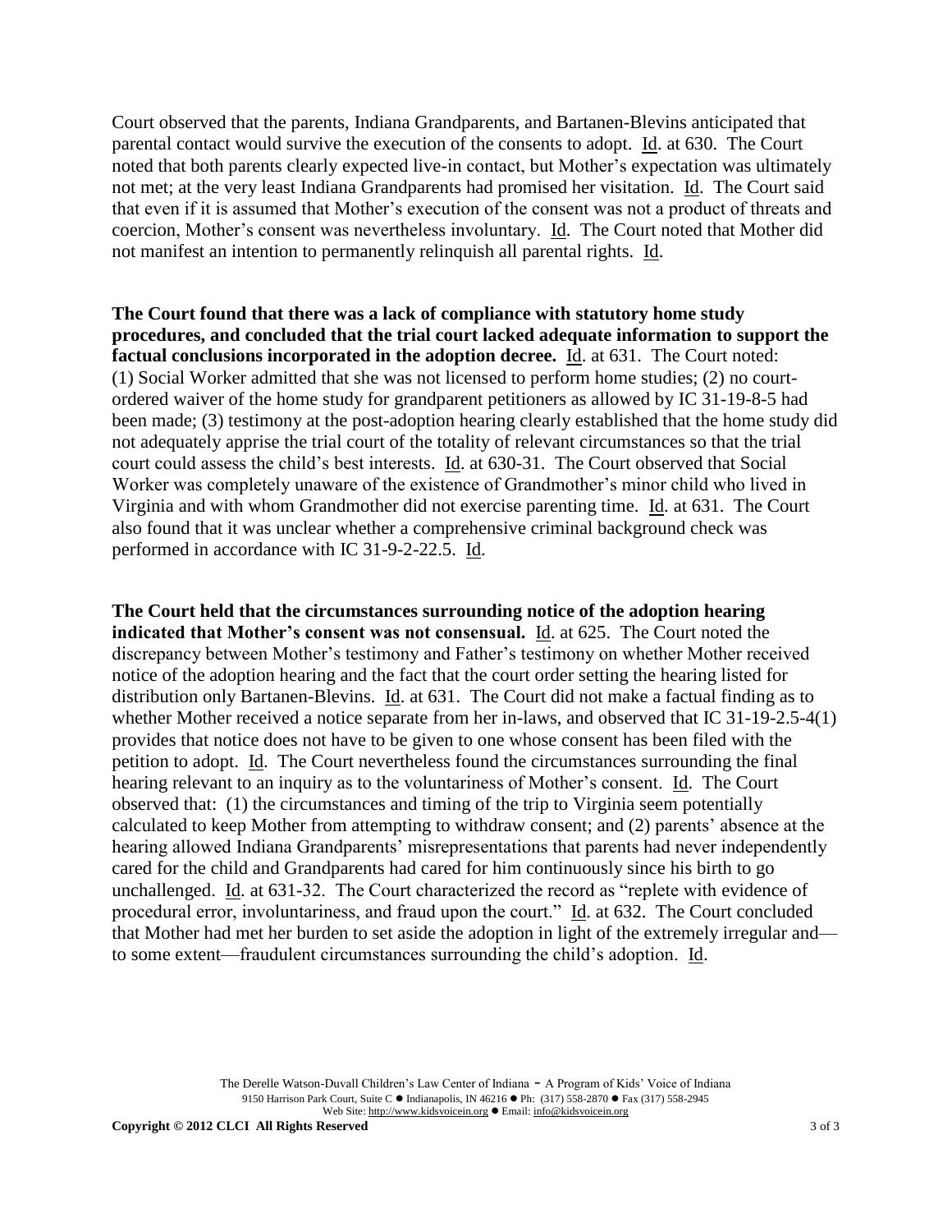Court observed that the parents, Indiana Grandparents, and Bartanen-Blevins anticipated that parental contact would survive the execution of the consents to adopt. Id. at 630. The Court noted that both parents clearly expected live-in contact, but Mother's expectation was ultimately not met; at the very least Indiana Grandparents had promised her visitation. Id. The Court said that even if it is assumed that Mother's execution of the consent was not a product of threats and coercion, Mother's consent was nevertheless involuntary. Id. The Court noted that Mother did not manifest an intention to permanently relinquish all parental rights. Id.

**The Court found that there was a lack of compliance with statutory home study procedures, and concluded that the trial court lacked adequate information to support the factual conclusions incorporated in the adoption decree.** Id. at 631. The Court noted: (1) Social Worker admitted that she was not licensed to perform home studies; (2) no court-ordered waiver of the home study for grandparent petitioners as allowed by IC 31-19-8-5 had been made; (3) testimony at the post-adoption hearing clearly established that the home study did not adequately apprise the trial court of the totality of relevant circumstances so that the trial court could assess the child's best interests. Id. at 630-31. The Court observed that Social Worker was completely unaware of the existence of Grandmother's minor child who lived in Virginia and with whom Grandmother did not exercise parenting time. Id. at 631. The Court also found that it was unclear whether a comprehensive criminal background check was performed in accordance with IC 31-9-2-22.5. Id.

**The Court held that the circumstances surrounding notice of the adoption hearing indicated that Mother's consent was not consensual.** Id. at 625. The Court noted the discrepancy between Mother's testimony and Father's testimony on whether Mother received notice of the adoption hearing and the fact that the court order setting the hearing listed for distribution only Bartanen-Blevins. Id. at 631. The Court did not make a factual finding as to whether Mother received a notice separate from her in-laws, and observed that IC 31-19-2.5-4(1) provides that notice does not have to be given to one whose consent has been filed with the petition to adopt. Id. The Court nevertheless found the circumstances surrounding the final hearing relevant to an inquiry as to the voluntariness of Mother's consent. Id. The Court observed that: (1) the circumstances and timing of the trip to Virginia seem potentially calculated to keep Mother from attempting to withdraw consent; and (2) parents' absence at the hearing allowed Indiana Grandparents' misrepresentations that parents had never independently cared for the child and Grandparents had cared for him continuously since his birth to go unchallenged. Id. at 631-32. The Court characterized the record as "replete with evidence of procedural error, involuntariness, and fraud upon the court." Id. at 632. The Court concluded that Mother had met her burden to set aside the adoption in light of the extremely irregular and—to some extent—fraudulent circumstances surrounding the child's adoption. Id.